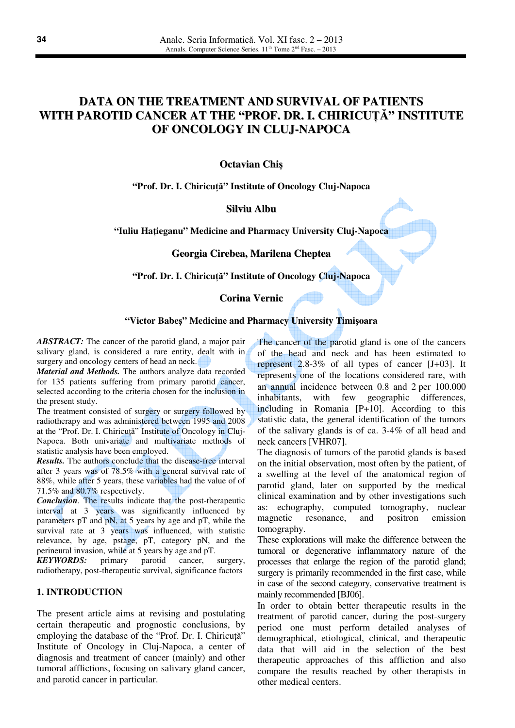# DATA ON THE TREATMENT AND SURVIVAL OF PATIENTS WITH PAROTID CANCER AT THE "PROF. DR. I. CHIRICUȚĂ" INSTITUTE OF ONCOLOGY IN CLUJ-NAPOCA

**Octavian Chiş**

**"Prof. Dr. I. Chiricuţă" Institute of Oncology Cluj-Napoca**

**Silviu Albu**

**"Iuliu Hațieganu" Medicine and Pharmacy University Cluj-Napoca**

**Georgia Cirebea, Marilena Cheptea**

**"Prof. Dr. I. Chiricuţă" Institute of Oncology Cluj-Napoca**

**Corina Vernic**

**"Victor Babeş" Medicine and Pharmacy University Timişoara**

***ABSTRACT:*** The cancer of the parotid gland, a major pair salivary gland, is considered a rare entity, dealt with in surgery and oncology centers of head an neck.

***Material and Methods.*** The authors analyze data recorded for 135 patients suffering from primary parotid cancer, selected according to the criteria chosen for the inclusion in the present study.

The treatment consisted of surgery or surgery followed by radiotherapy and was administered between 1995 and 2008 at the "Prof. Dr. I. Chiricuţă" Institute of Oncology in Cluj-Napoca. Both univariate and multivariate methods of statistic analysis have been employed.

***Results.*** The authors conclude that the disease-free interval after 3 years was of 78.5% with a general survival rate of 88%, while after 5 years, these variables had the value of of 71.5% and 80.7% respectively.

***Conclusion***. The results indicate that the post-therapeutic interval at 3 years was significantly influenced by parameters pT and pN, at 5 years by age and pT, while the survival rate at 3 years was influenced, with statistic relevance, by age, pstage, pT, category pN, and the perineural invasion, while at 5 years by age and pT.

***KEYWORDS:*** primary parotid cancer, surgery, radiotherapy, post-therapeutic survival, significance factors

## 1. INTRODUCTION

The present article aims at revising and postulating certain therapeutic and prognostic conclusions, by employing the database of the "Prof. Dr. I. Chiricuţă" Institute of Oncology in Cluj-Napoca, a center of diagnosis and treatment of cancer (mainly) and other tumoral afflictions, focusing on salivary gland cancer, and parotid cancer in particular.

The cancer of the parotid gland is one of the cancers of the head and neck and has been estimated to represent 2.8-3% of all types of cancer [J+03]. It represents one of the locations considered rare, with an annual incidence between 0.8 and 2 per 100.000 inhabitants, with few geographic differences, including in Romania [P+10]. According to this statistic data, the general identification of the tumors of the salivary glands is of ca. 3-4% of all head and neck cancers [VHR07].

The diagnosis of tumors of the parotid glands is based on the initial observation, most often by the patient, of a swelling at the level of the anatomical region of parotid gland, later on supported by the medical clinical examination and by other investigations such as: echography, computed tomography, nuclear magnetic resonance, and positron emission tomography.

These explorations will make the difference between the tumoral or degenerative inflammatory nature of the processes that enlarge the region of the parotid gland; surgery is primarily recommended in the first case, while in case of the second category, conservative treatment is mainly recommended [BJ06].

In order to obtain better therapeutic results in the treatment of parotid cancer, during the post-surgery period one must perform detailed analyses of demographical, etiological, clinical, and therapeutic data that will aid in the selection of the best therapeutic approaches of this affliction and also compare the results reached by other therapists in other medical centers.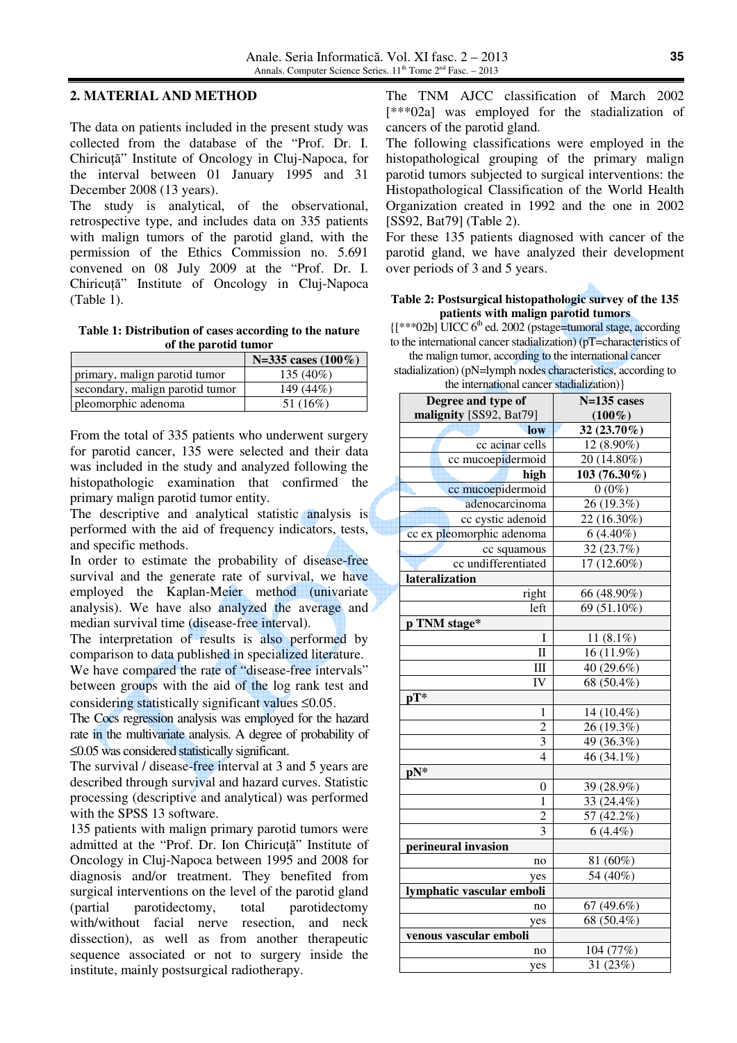## 2. MATERIAL AND METHOD

The data on patients included in the present study was collected from the database of the "Prof. Dr. I. Chiricuță" Institute of Oncology in Cluj-Napoca, for the interval between 01 January 1995 and 31 December 2008 (13 years).

The study is analytical, of the observational, retrospective type, and includes data on 335 patients with malign tumors of the parotid gland, with the permission of the Ethics Commission no. 5.691 convened on 08 July 2009 at the "Prof. Dr. I. Chiricuță" Institute of Oncology in Cluj-Napoca (Table 1).

**Table 1: Distribution of cases according to the nature of the parotid tumor**

| | N=335 cases (100%) |
|---|---|
| primary, malign parotid tumor | 135 (40%) |
| secondary, malign parotid tumor | 149 (44%) |
| pleomorphic adenoma | 51 (16%) |

From the total of 335 patients who underwent surgery for parotid cancer, 135 were selected and their data was included in the study and analyzed following the histopathologic examination that confirmed the primary malign parotid tumor entity.

The descriptive and analytical statistic analysis is performed with the aid of frequency indicators, tests, and specific methods.

In order to estimate the probability of disease-free survival and the generate rate of survival, we have employed the Kaplan-Meier method (univariate analysis). We have also analyzed the average and median survival time (disease-free interval).

The interpretation of results is also performed by comparison to data published in specialized literature.

We have compared the rate of "disease-free intervals" between groups with the aid of the log rank test and considering statistically significant values ≤0.05.

The Cocs regression analysis was employed for the hazard rate in the multivariate analysis. A degree of probability of ≤0.05 was considered statistically significant.

The survival / disease-free interval at 3 and 5 years are described through survival and hazard curves. Statistic processing (descriptive and analytical) was performed with the SPSS 13 software.

135 patients with malign primary parotid tumors were admitted at the "Prof. Dr. Ion Chiricuță" Institute of Oncology in Cluj-Napoca between 1995 and 2008 for diagnosis and/or treatment. They benefited from surgical interventions on the level of the parotid gland (partial parotidectomy, total parotidectomy with/without facial nerve resection, and neck dissection), as well as from another therapeutic sequence associated or not to surgery inside the institute, mainly postsurgical radiotherapy.

The TNM AJCC classification of March 2002 [***02a] was employed for the stadialization of cancers of the parotid gland.

The following classifications were employed in the histopathological grouping of the primary malign parotid tumors subjected to surgical interventions: the Histopathological Classification of the World Health Organization created in 1992 and the one in 2002 [SS92, Bat79] (Table 2).

For these 135 patients diagnosed with cancer of the parotid gland, we have analyzed their development over periods of 3 and 5 years.

**Table 2: Postsurgical histopathologic survey of the 135 patients with malign parotid tumors**

{[***02b] UICC 6th ed. 2002 (pstage=tumoral stage, according to the international cancer stadialization) (pT=characteristics of the malign tumor, according to the international cancer stadialization) (pN=lymph nodes characteristics, according to the international cancer stadialization)}

| Degree and type of malignity [SS92, Bat79] | N=135 cases (100%) |
|---|---|
| **low** | **32 (23.70%)** |
| cc acinar cells | 12 (8.90%) |
| cc mucoepidermoid | 20 (14.80%) |
| **high** | **103 (76.30%)** |
| cc mucoepidermoid | 0 (0%) |
| adenocarcinoma | 26 (19.3%) |
| cc cystic adenoid | 22 (16.30%) |
| cc ex pleomorphic adenoma | 6 (4.40%) |
| cc squamous | 32 (23.7%) |
| cc undifferentiated | 17 (12.60%) |
| **lateralization** | |
| right | 66 (48.90%) |
| left | 69 (51.10%) |
| **p TNM stage*** | |
| I | 11 (8.1%) |
| II | 16 (11.9%) |
| III | 40 (29.6%) |
| IV | 68 (50.4%) |
| **pT*** | |
| 1 | 14 (10.4%) |
| 2 | 26 (19.3%) |
| 3 | 49 (36.3%) |
| 4 | 46 (34.1%) |
| **pN*** | |
| 0 | 39 (28.9%) |
| 1 | 33 (24.4%) |
| 2 | 57 (42.2%) |
| 3 | 6 (4.4%) |
| **perineural invasion** | |
| no | 81 (60%) |
| yes | 54 (40%) |
| **lymphatic vascular emboli** | |
| no | 67 (49.6%) |
| yes | 68 (50.4%) |
| **venous vascular emboli** | |
| no | 104 (77%) |
| yes | 31 (23%) |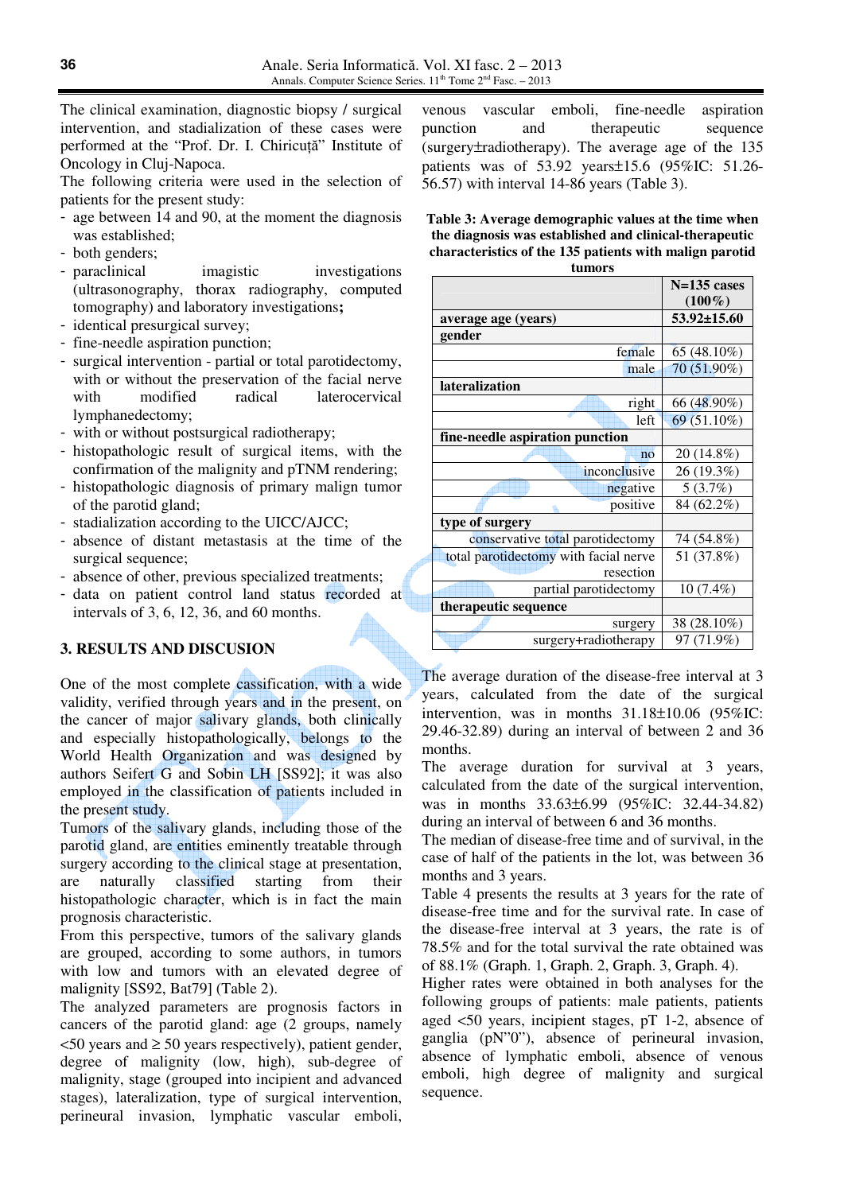The clinical examination, diagnostic biopsy / surgical intervention, and stadialization of these cases were performed at the "Prof. Dr. I. Chiricuță" Institute of Oncology in Cluj-Napoca.

The following criteria were used in the selection of patients for the present study:

- age between 14 and 90, at the moment the diagnosis was established;
- both genders;
- paraclinical imagistic investigations (ultrasonography, thorax radiography, computed tomography) and laboratory investigations**;**
- identical presurgical survey;
- fine-needle aspiration punction;
- surgical intervention - partial or total parotidectomy, with or without the preservation of the facial nerve with modified radical laterocervical lymphanedectomy;
- with or without postsurgical radiotherapy;
- histopathologic result of surgical items, with the confirmation of the malignity and pTNM rendering;
- histopathologic diagnosis of primary malign tumor of the parotid gland;
- stadialization according to the UICC/AJCC;
- absence of distant metastasis at the time of the surgical sequence;
- absence of other, previous specialized treatments;
- data on patient control land status recorded at intervals of 3, 6, 12, 36, and 60 months.

## 3. RESULTS AND DISCUSION

One of the most complete cassification, with a wide validity, verified through years and in the present, on the cancer of major salivary glands, both clinically and especially histopathologically, belongs to the World Health Organization and was designed by authors Seifert G and Sobin LH [SS92]; it was also employed in the classification of patients included in the present study.

Tumors of the salivary glands, including those of the parotid gland, are entities eminently treatable through surgery according to the clinical stage at presentation, are naturally classified starting from their histopathologic character, which is in fact the main prognosis characteristic.

From this perspective, tumors of the salivary glands are grouped, according to some authors, in tumors with low and tumors with an elevated degree of malignity [SS92, Bat79] (Table 2).

The analyzed parameters are prognosis factors in cancers of the parotid gland: age (2 groups, namely <50 years and ≥ 50 years respectively), patient gender, degree of malignity (low, high), sub-degree of malignity, stage (grouped into incipient and advanced stages), lateralization, type of surgical intervention, perineural invasion, lymphatic vascular emboli, venous vascular emboli, fine-needle aspiration punction and therapeutic sequence (surgery±radiotherapy). The average age of the 135 patients was of 53.92 years±15.6 (95%IC: 51.26-56.57) with interval 14-86 years (Table 3).

**Table 3: Average demographic values at the time when the diagnosis was established and clinical-therapeutic characteristics of the 135 patients with malign parotid tumors**

| | N=135 cases (100%) |
|---|---|
| **average age (years)** | **53.92±15.60** |
| **gender** | |
| female | 65 (48.10%) |
| male | 70 (51.90%) |
| **lateralization** | |
| right | 66 (48.90%) |
| left | 69 (51.10%) |
| **fine-needle aspiration punction** | |
| no | 20 (14.8%) |
| inconclusive | 26 (19.3%) |
| negative | 5 (3.7%) |
| positive | 84 (62.2%) |
| **type of surgery** | |
| conservative total parotidectomy | 74 (54.8%) |
| total parotidectomy with facial nerve resection | 51 (37.8%) |
| partial parotidectomy | 10 (7.4%) |
| **therapeutic sequence** | |
| surgery | 38 (28.10%) |
| surgery+radiotherapy | 97 (71.9%) |

The average duration of the disease-free interval at 3 years, calculated from the date of the surgical intervention, was in months 31.18±10.06 (95%IC: 29.46-32.89) during an interval of between 2 and 36 months.

The average duration for survival at 3 years, calculated from the date of the surgical intervention, was in months 33.63±6.99 (95%IC: 32.44-34.82) during an interval of between 6 and 36 months.

The median of disease-free time and of survival, in the case of half of the patients in the lot, was between 36 months and 3 years.

Table 4 presents the results at 3 years for the rate of disease-free time and for the survival rate. In case of the disease-free interval at 3 years, the rate is of 78.5% and for the total survival the rate obtained was of 88.1% (Graph. 1, Graph. 2, Graph. 3, Graph. 4).

Higher rates were obtained in both analyses for the following groups of patients: male patients, patients aged <50 years, incipient stages, pT 1-2, absence of ganglia (pN"0"), absence of perineural invasion, absence of lymphatic emboli, absence of venous emboli, high degree of malignity and surgical sequence.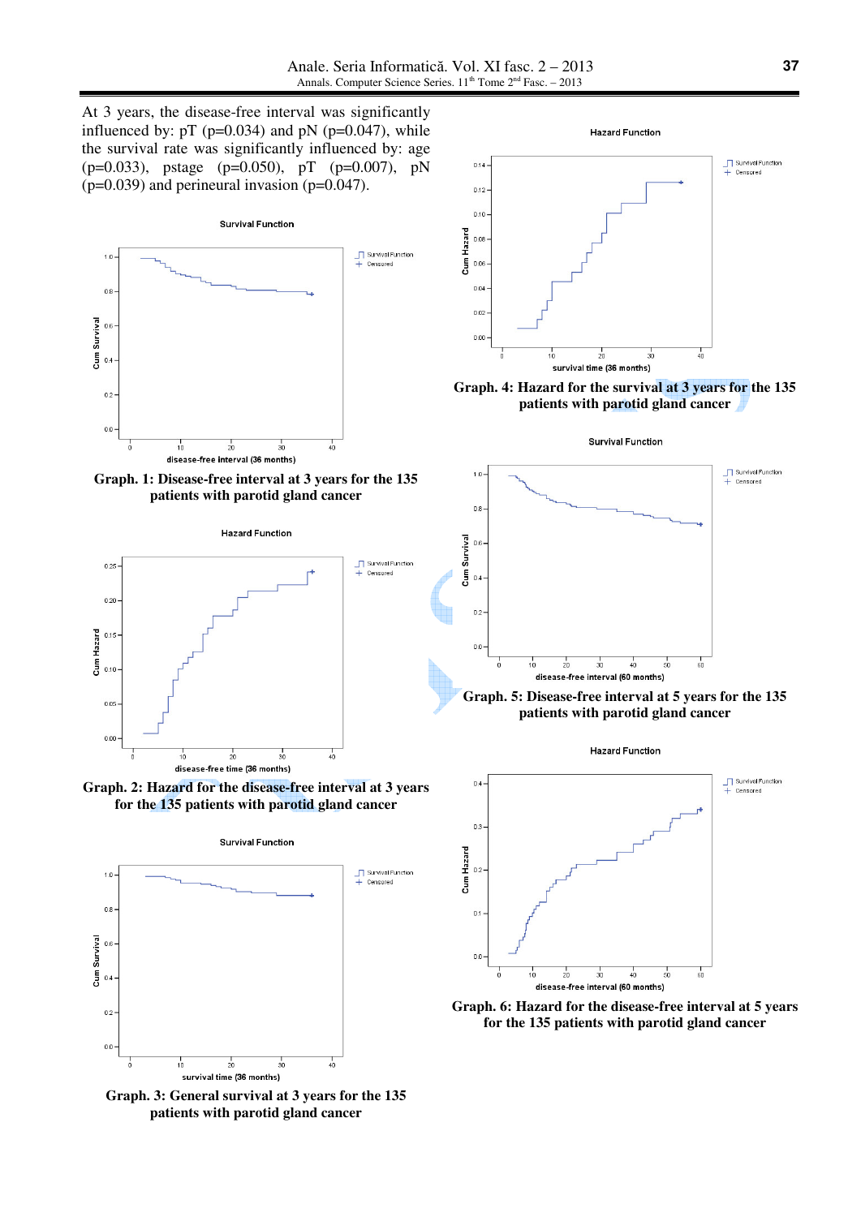At 3 years, the disease-free interval was significantly influenced by: pT (p=0.034) and pN (p=0.047), while the survival rate was significantly influenced by: age (p=0.033), pstage (p=0.050), pT (p=0.007), pN (p=0.039) and perineural invasion (p=0.047).

**Graph. 1: Disease-free interval at 3 years for the 135 patients with parotid gland cancer**

**Graph. 2: Hazard for the disease-free interval at 3 years for the 135 patients with parotid gland cancer**

**Graph. 3: General survival at 3 years for the 135 patients with parotid gland cancer**

**Graph. 4: Hazard for the survival at 3 years for the 135 patients with parotid gland cancer**

**Graph. 5: Disease-free interval at 5 years for the 135 patients with parotid gland cancer**

**Graph. 6: Hazard for the disease-free interval at 5 years for the 135 patients with parotid gland cancer**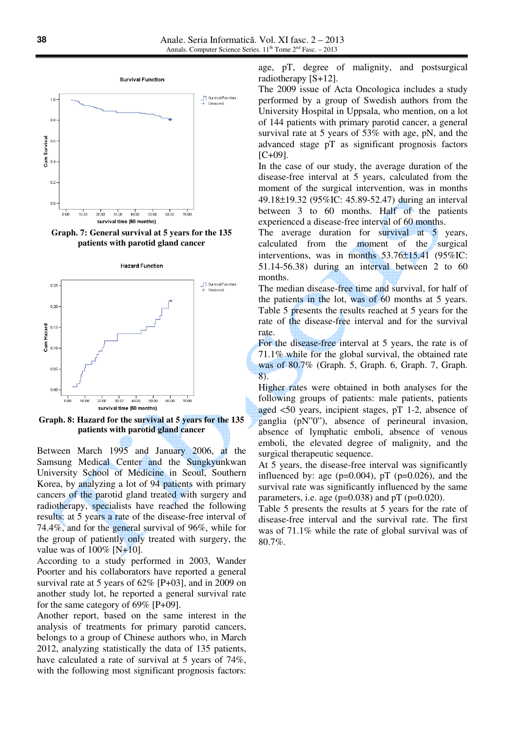Graph. 7: General survival at 5 years for the 135 patients with parotid gland cancer

Graph. 8: Hazard for the survival at 5 years for the 135 patients with parotid gland cancer

Between March 1995 and January 2006, at the Samsung Medical Center and the Sungkyunkwan University School of Medicine in Seoul, Southern Korea, by analyzing a lot of 94 patients with primary cancers of the parotid gland treated with surgery and radiotherapy, specialists have reached the following results: at 5 years a rate of the disease-free interval of 74.4%, and for the general survival of 96%, while for the group of patiently only treated with surgery, the value was of 100% [N+10].

According to a study performed in 2003, Wander Poorter and his collaborators have reported a general survival rate at 5 years of 62% [P+03], and in 2009 on another study lot, he reported a general survival rate for the same category of 69% [P+09].

Another report, based on the same interest in the analysis of treatments for primary parotid cancers, belongs to a group of Chinese authors who, in March 2012, analyzing statistically the data of 135 patients, have calculated a rate of survival at 5 years of 74%, with the following most significant prognosis factors: age, pT, degree of malignity, and postsurgical radiotherapy [S+12].

The 2009 issue of Acta Oncologica includes a study performed by a group of Swedish authors from the University Hospital in Uppsala, who mention, on a lot of 144 patients with primary parotid cancer, a general survival rate at 5 years of 53% with age, pN, and the advanced stage pT as significant prognosis factors [C+09].

In the case of our study, the average duration of the disease-free interval at 5 years, calculated from the moment of the surgical intervention, was in months 49.18±19.32 (95%IC: 45.89-52.47) during an interval between 3 to 60 months. Half of the patients experienced a disease-free interval of 60 months.

The average duration for survival at 5 years, calculated from the moment of the surgical interventions, was in months 53.76±15.41 (95%IC: 51.14-56.38) during an interval between 2 to 60 months.

The median disease-free time and survival, for half of the patients in the lot, was of 60 months at 5 years.

Table 5 presents the results reached at 5 years for the rate of the disease-free interval and for the survival rate.

For the disease-free interval at 5 years, the rate is of 71.1% while for the global survival, the obtained rate was of 80.7% (Graph. 5, Graph. 6, Graph. 7, Graph. 8).

Higher rates were obtained in both analyses for the following groups of patients: male patients, patients aged <50 years, incipient stages, pT 1-2, absence of ganglia (pN"0"), absence of perineural invasion, absence of lymphatic emboli, absence of venous emboli, the elevated degree of malignity, and the surgical therapeutic sequence.

At 5 years, the disease-free interval was significantly influenced by: age ($p=0.004$), pT ($p=0.026$), and the survival rate was significantly influenced by the same parameters, i.e. age ($p=0.038$) and pT ($p=0.020$).

Table 5 presents the results at 5 years for the rate of disease-free interval and the survival rate. The first was of 71.1% while the rate of global survival was of 80.7%.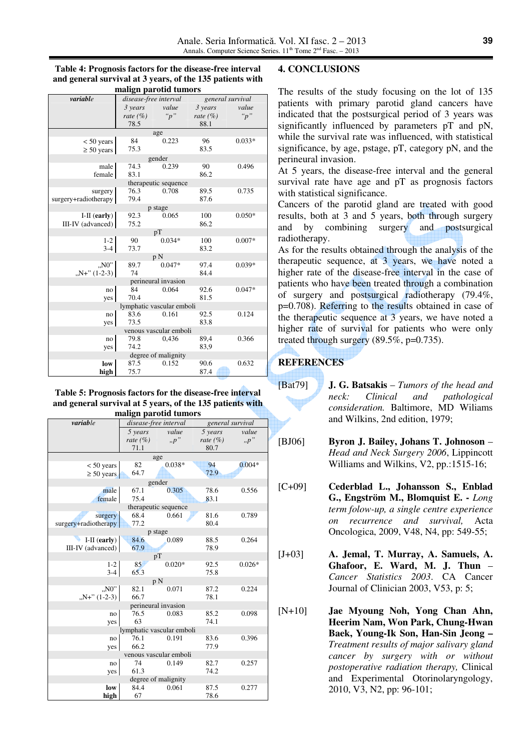**Table 4: Prognosis factors for the disease-free interval and general survival at 3 years, of the 135 patients with malign parotid tumors**

| *variable* | *disease-free interval* | | *general survival* | |
|---|---|---|---|---|
| | *3 years rate (%)* 78.5 | *value "p"* | *3 years rate (%)* 88.1 | *value "p"* |
| **age** | | | | |
| < 50 years | 84 | 0.223 | 96 | 0.033* |
| ≥ 50 years | 75.3 | | 83.5 | |
| **gender** | | | | |
| male | 74.3 | 0.239 | 90 | 0.496 |
| female | 83.1 | | 86.2 | |
| **therapeutic sequence** | | | | |
| surgery | 76.3 | 0.708 | 89.5 | 0.735 |
| surgery+radiotherapy | 79.4 | | 87.6 | |
| **p stage** | | | | |
| I-II (**early**) | 92.3 | 0.065 | 100 | 0.050* |
| III-IV (advanced) | 75.2 | | 86.2 | |
| **pT** | | | | |
| 1-2 | 90 | 0.034* | 100 | 0.007* |
| 3-4 | 73.7 | | 83.2 | |
| **p N** | | | | |
| „N0" | 89.7 | 0.047* | 97.4 | 0.039* |
| „N+" (1-2-3) | 74 | | 84.4 | |
| **perineural invasion** | | | | |
| no | 84 | 0.064 | 92.6 | 0.047* |
| yes | 70.4 | | 81.5 | |
| **lymphatic vascular emboli** | | | | |
| no | 83.6 | 0.161 | 92.5 | 0.124 |
| yes | 73.5 | | 83.8 | |
| **venous vascular emboli** | | | | |
| no | 79.8 | 0,436 | 89,4 | 0.366 |
| yes | 74.2 | | 83,9 | |
| **degree of malignity** | | | | |
| **low** | 87.5 | 0.152 | 90.6 | 0.632 |
| **high** | 75.7 | | 87.4 | |

**Table 5: Prognosis factors for the disease-free interval and general survival at 5 years, of the 135 patients with malign parotid tumors**

| *variable* | *disease-free interval* | | *general survival* | |
|---|---|---|---|---|
| | *5 years rate (%)* 71.1 | *value „p"* | *5 years rate (%)* 80.7 | *value „p"* |
| **age** | | | | |
| < 50 years | 82 | 0.038* | 94 | 0.004* |
| ≥ 50 years | 64.7 | | 72.9 | |
| **gender** | | | | |
| male | 67.1 | 0.305 | 78.6 | 0.556 |
| female | 75.4 | | 83.1 | |
| **therapeutic sequence** | | | | |
| surgery | 68.4 | 0.661 | 81.6 | 0.789 |
| surgery+radiotherapy | 77.2 | | 80.4 | |
| **p stage** | | | | |
| I-II (**early**) | 84.6 | 0.089 | 88.5 | 0.264 |
| III-IV (advanced) | 67.9 | | 78.9 | |
| **pT** | | | | |
| 1-2 | 85 | 0.020* | 92.5 | 0.026* |
| 3-4 | 65.3 | | 75.8 | |
| **p N** | | | | |
| „N0" | 82.1 | 0.071 | 87.2 | 0.224 |
| „N+" (1-2-3) | 66.7 | | 78.1 | |
| **perineural invasion** | | | | |
| no | 76.5 | 0.083 | 85.2 | 0.098 |
| yes | 63 | | 74.1 | |
| **lymphatic vascular emboli** | | | | |
| no | 76.1 | 0.191 | 83.6 | 0.396 |
| yes | 66.2 | | 77.9 | |
| **venous vascular emboli** | | | | |
| no | 74 | 0.149 | 82.7 | 0.257 |
| yes | 61.3 | | 74.2 | |
| **degree of malignity** | | | | |
| **low** | 84.4 | 0.061 | 87.5 | 0.277 |
| **high** | 67 | | 78.6 | |

## 4. CONCLUSIONS

The results of the study focusing on the lot of 135 patients with primary parotid gland cancers have indicated that the postsurgical period of 3 years was significantly influenced by parameters pT and pN, while the survival rate was influenced, with statistical significance, by age, pstage, pT, category pN, and the perineural invasion.

At 5 years, the disease-free interval and the general survival rate have age and pT as prognosis factors with statistical significance.

Cancers of the parotid gland are treated with good results, both at 3 and 5 years, both through surgery and by combining surgery and postsurgical radiotherapy.

As for the results obtained through the analysis of the therapeutic sequence, at 3 years, we have noted a higher rate of the disease-free interval in the case of patients who have been treated through a combination of surgery and postsurgical radiotherapy (79.4%, p=0.708). Referring to the results obtained in case of the therapeutic sequence at 3 years, we have noted a higher rate of survival for patients who were only treated through surgery (89.5%, p=0.735).

## REFERENCES

[Bat79] **J. G. Batsakis** – *Tumors of the head and neck: Clinical and pathological consideration.* Baltimore, MD Wiliams and Wilkins, 2nd edition, 1979;

[BJ06] **Byron J. Bailey, Johans T. Johnoson** – *Head and Neck Surgery 2006*, Lippincott Williams and Wilkins, V2, pp.:1515-16;

[C+09] **Cederblad L., Johansson S., Enblad G., Engström M., Blomquist E. -** *Long term folow-up, a single centre experience on recurrence and survival,* Acta Oncologica, 2009, V48, N4, pp: 549-55;

[J+03] **A. Jemal, T. Murray, A. Samuels, A. Ghafoor, E. Ward, M. J. Thun** – *Cancer Statistics 2003.* CA Cancer Journal of Clinician 2003, V53, p: 5;

[N+10] **Jae Myoung Noh, Yong Chan Ahn, Heerim Nam, Won Park, Chung-Hwan Baek, Young-Ik Son, Han-Sin Jeong –** *Treatment results of major salivary gland cancer by surgery with or without postoperative radiation therapy,* Clinical and Experimental Otorinolaryngology, 2010, V3, N2, pp: 96-101;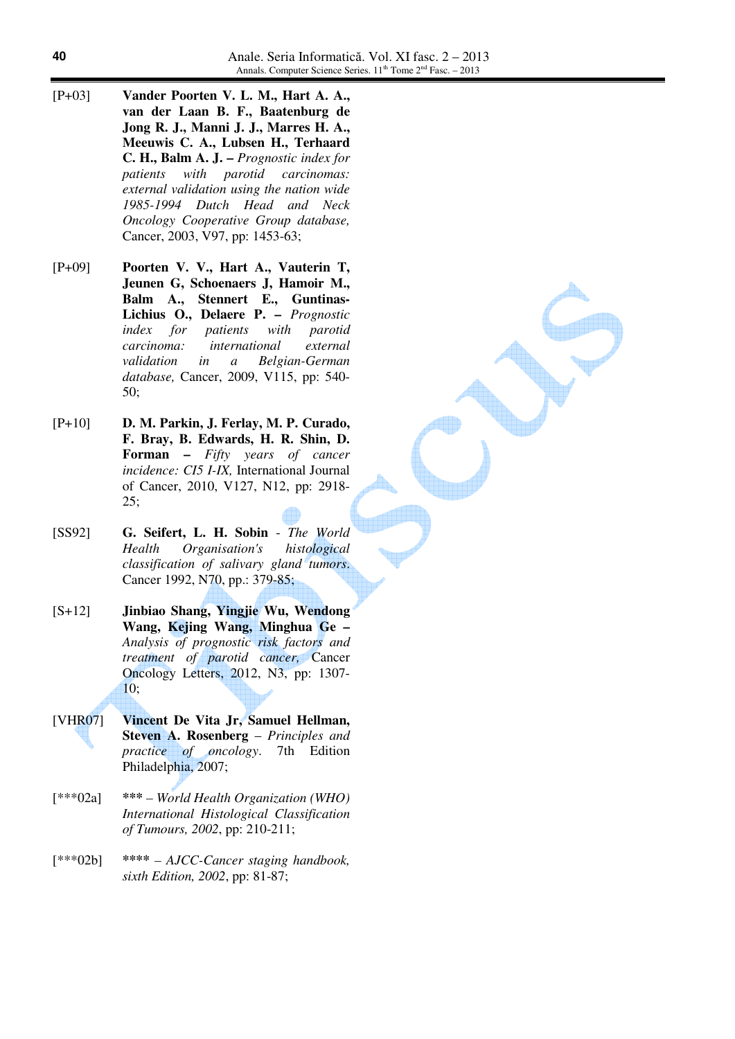[P+03] **Vander Poorten V. L. M., Hart A. A., van der Laan B. F., Baatenburg de Jong R. J., Manni J. J., Marres H. A., Meeuwis C. A., Lubsen H., Terhaard C. H., Balm A. J. –** *Prognostic index for patients with parotid carcinomas: external validation using the nation wide 1985-1994 Dutch Head and Neck Oncology Cooperative Group database,* Cancer, 2003, V97, pp: 1453-63;

[P+09] **Poorten V. V., Hart A., Vauterin T, Jeunen G, Schoenaers J, Hamoir M., Balm A., Stennert E., Guntinas-Lichius O., Delaere P. –** *Prognostic index for patients with parotid carcinoma: international external validation in a Belgian-German database,* Cancer, 2009, V115, pp: 540-50;

[P+10] **D. M. Parkin, J. Ferlay, M. P. Curado, F. Bray, B. Edwards, H. R. Shin, D. Forman –** *Fifty years of cancer incidence: CI5 I-IX,* International Journal of Cancer, 2010, V127, N12, pp: 2918-25;

[SS92] **G. Seifert, L. H. Sobin** - *The World Health Organisation's histological classification of salivary gland tumors.* Cancer 1992, N70, pp.: 379-85;

[S+12] **Jinbiao Shang, Yingjie Wu, Wendong Wang, Kejing Wang, Minghua Ge –** *Analysis of prognostic risk factors and treatment of parotid cancer,* Cancer Oncology Letters, 2012, N3, pp: 1307-10;

[VHR07] **Vincent De Vita Jr, Samuel Hellman, Steven A. Rosenberg** – *Principles and practice of oncology*. 7th Edition Philadelphia, 2007;

[***02a] **\*\*\*** – *World Health Organization (WHO) International Histological Classification of Tumours, 2002*, pp: 210-211;

[***02b] **\*\*\*\*** – *AJCC-Cancer staging handbook, sixth Edition, 2002*, pp: 81-87;